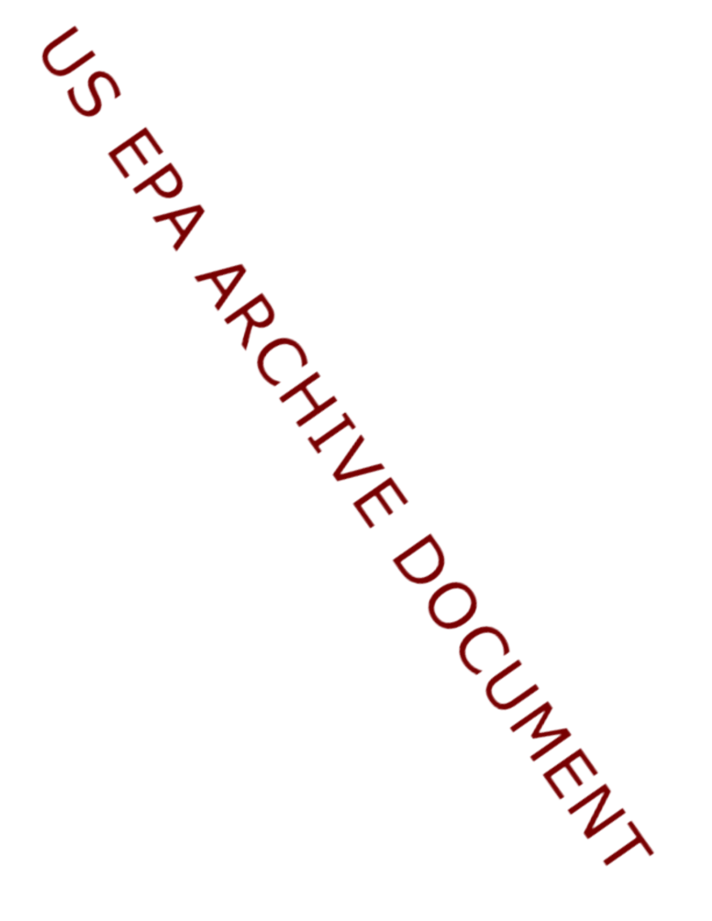US EPA ARCHIVE DOCUMENT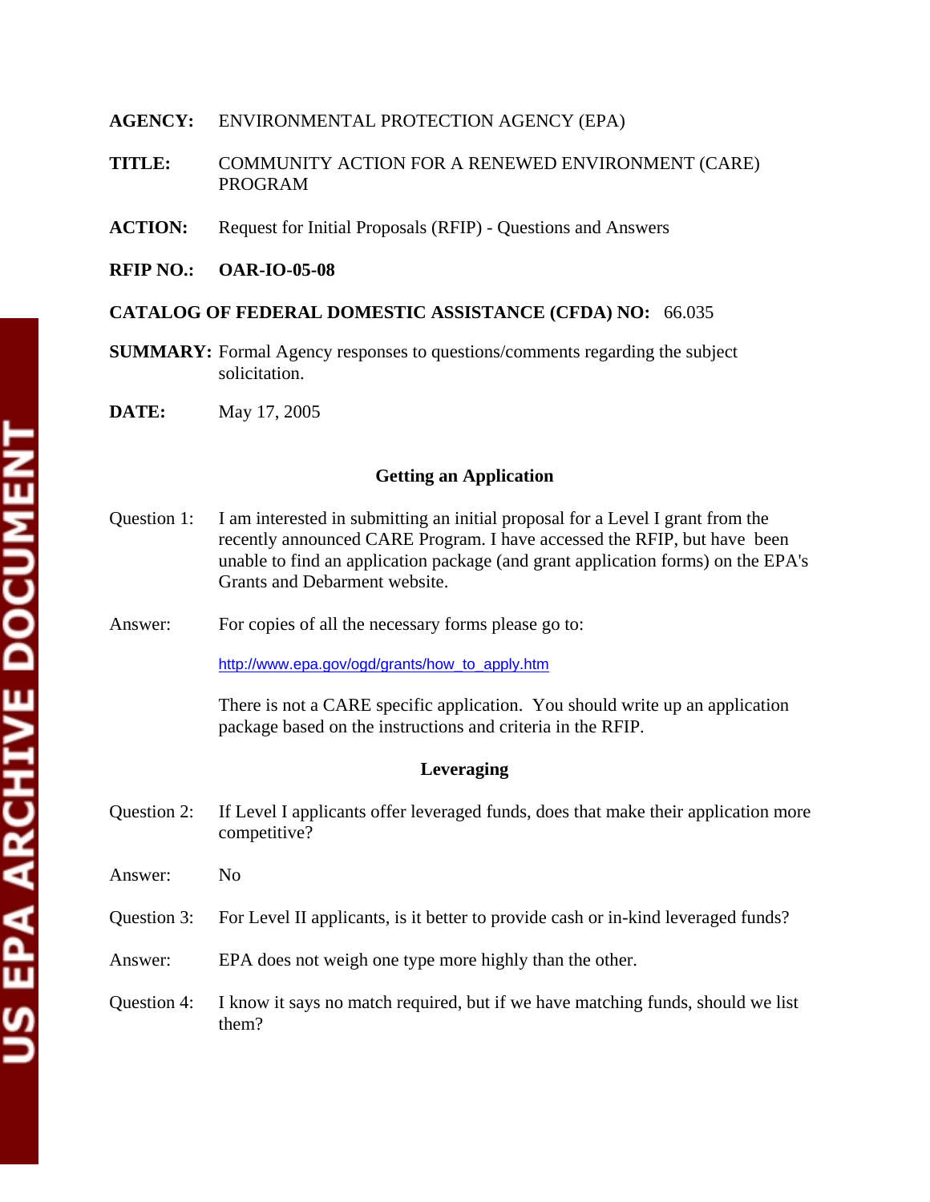**AGENCY:** ENVIRONMENTAL PROTECTION AGENCY (EPA)

**TITLE:** COMMUNITY ACTION FOR A RENEWED ENVIRONMENT (CARE) PROGRAM

**ACTION:** Request for Initial Proposals (RFIP) - Questions and Answers

**RFIP NO.: OAR-IO-05-08**

**CATALOG OF FEDERAL DOMESTIC ASSISTANCE (CFDA) NO:** 66.035

**SUMMARY:** Formal Agency responses to questions/comments regarding the subject solicitation.

**DATE:** May 17, 2005

## Getting an Application

Question 1: I am interested in submitting an initial proposal for a Level I grant from the recently announced CARE Program. I have accessed the RFIP, but have been unable to find an application package (and grant application forms) on the EPA's Grants and Debarment website.

Answer: For copies of all the necessary forms please go to:

http://www.epa.gov/ogd/grants/how_to_apply.htm

There is not a CARE specific application. You should write up an application package based on the instructions and criteria in the RFIP.

## Leveraging

Question 2: If Level I applicants offer leveraged funds, does that make their application more competitive?

Answer: No

Question 3: For Level II applicants, is it better to provide cash or in-kind leveraged funds?

Answer: EPA does not weigh one type more highly than the other.

Question 4: I know it says no match required, but if we have matching funds, should we list them?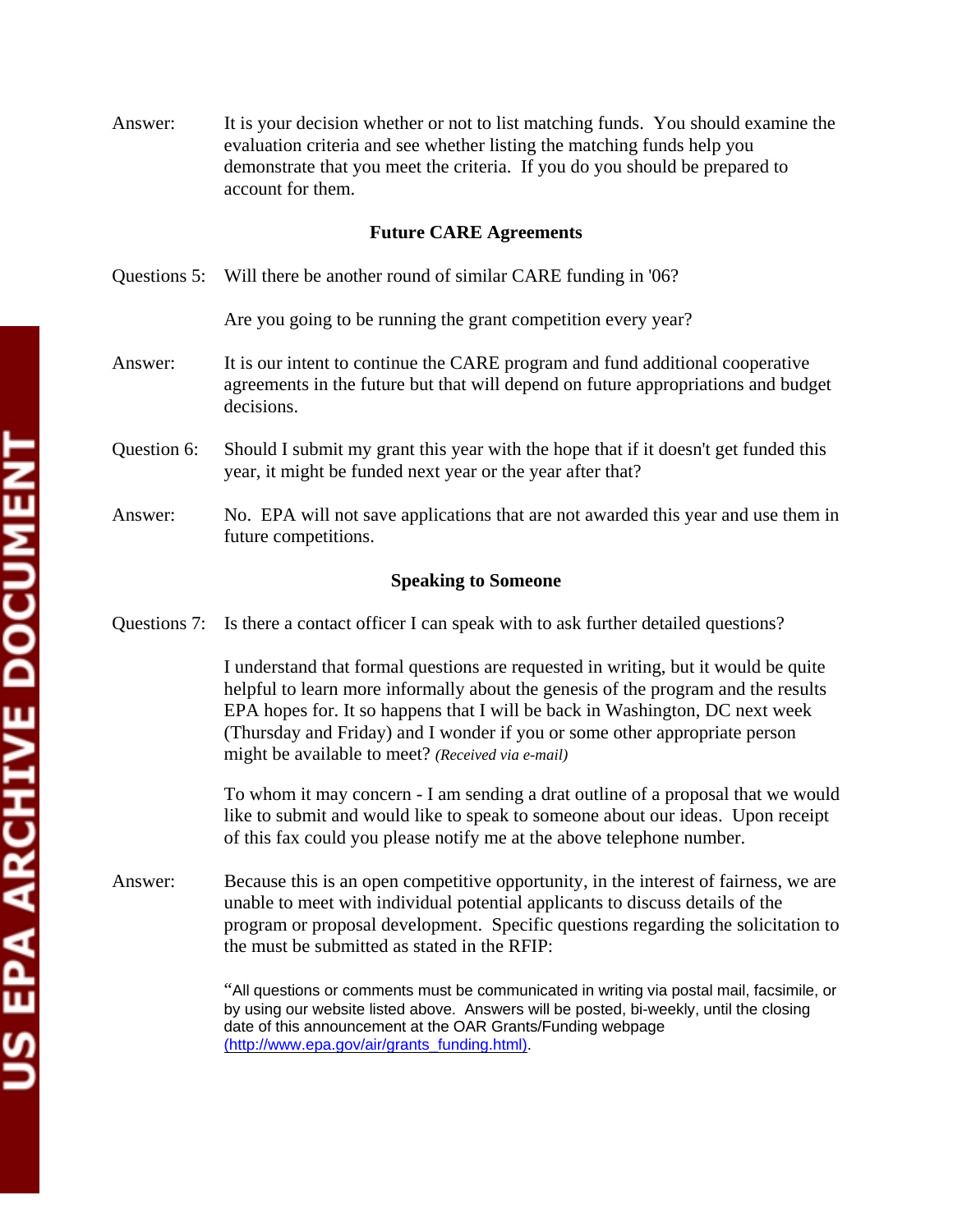Answer: It is your decision whether or not to list matching funds. You should examine the evaluation criteria and see whether listing the matching funds help you demonstrate that you meet the criteria. If you do you should be prepared to account for them.

### Future CARE Agreements

Questions 5: Will there be another round of similar CARE funding in '06?

Are you going to be running the grant competition every year?

Answer: It is our intent to continue the CARE program and fund additional cooperative agreements in the future but that will depend on future appropriations and budget decisions.

Question 6: Should I submit my grant this year with the hope that if it doesn't get funded this year, it might be funded next year or the year after that?

Answer: No. EPA will not save applications that are not awarded this year and use them in future competitions.

### Speaking to Someone

Questions 7: Is there a contact officer I can speak with to ask further detailed questions?

I understand that formal questions are requested in writing, but it would be quite helpful to learn more informally about the genesis of the program and the results EPA hopes for. It so happens that I will be back in Washington, DC next week (Thursday and Friday) and I wonder if you or some other appropriate person might be available to meet? *(Received via e-mail)*

To whom it may concern - I am sending a drat outline of a proposal that we would like to submit and would like to speak to someone about our ideas. Upon receipt of this fax could you please notify me at the above telephone number.

Answer: Because this is an open competitive opportunity, in the interest of fairness, we are unable to meet with individual potential applicants to discuss details of the program or proposal development. Specific questions regarding the solicitation to the must be submitted as stated in the RFIP:

> "All questions or comments must be communicated in writing via postal mail, facsimile, or by using our website listed above. Answers will be posted, bi-weekly, until the closing date of this announcement at the OAR Grants/Funding webpage (http://www.epa.gov/air/grants_funding.html).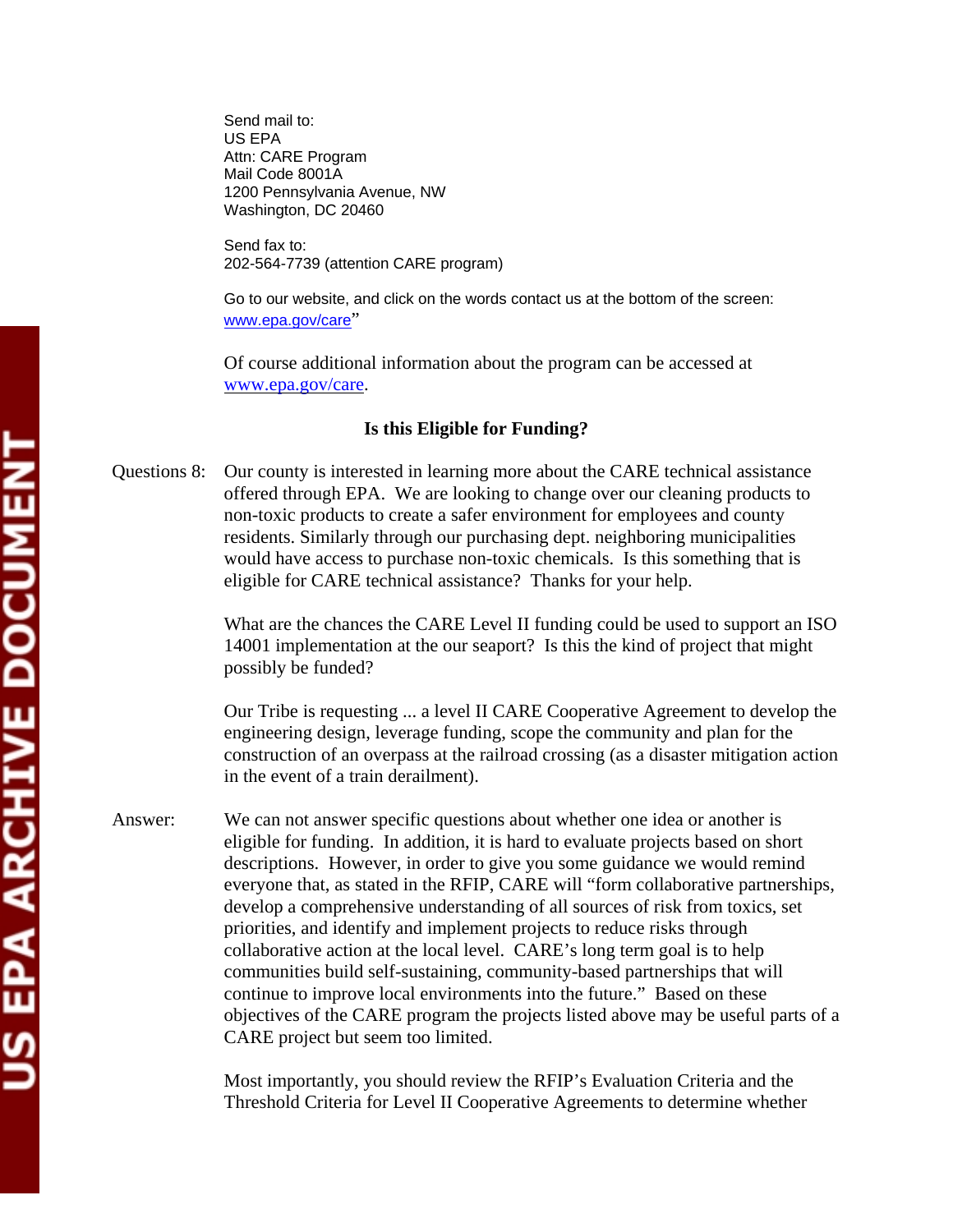Send mail to:
US EPA
Attn: CARE Program
Mail Code 8001A
1200 Pennsylvania Avenue, NW
Washington, DC 20460

Send fax to:
202-564-7739 (attention CARE program)

Go to our website, and click on the words contact us at the bottom of the screen: www.epa.gov/care"

Of course additional information about the program can be accessed at www.epa.gov/care.

### Is this Eligible for Funding?

Questions 8: Our county is interested in learning more about the CARE technical assistance offered through EPA. We are looking to change over our cleaning products to non-toxic products to create a safer environment for employees and county residents. Similarly through our purchasing dept. neighboring municipalities would have access to purchase non-toxic chemicals. Is this something that is eligible for CARE technical assistance? Thanks for your help.

What are the chances the CARE Level II funding could be used to support an ISO 14001 implementation at the our seaport? Is this the kind of project that might possibly be funded?

Our Tribe is requesting ... a level II CARE Cooperative Agreement to develop the engineering design, leverage funding, scope the community and plan for the construction of an overpass at the railroad crossing (as a disaster mitigation action in the event of a train derailment).

Answer: We can not answer specific questions about whether one idea or another is eligible for funding. In addition, it is hard to evaluate projects based on short descriptions. However, in order to give you some guidance we would remind everyone that, as stated in the RFIP, CARE will "form collaborative partnerships, develop a comprehensive understanding of all sources of risk from toxics, set priorities, and identify and implement projects to reduce risks through collaborative action at the local level. CARE's long term goal is to help communities build self-sustaining, community-based partnerships that will continue to improve local environments into the future." Based on these objectives of the CARE program the projects listed above may be useful parts of a CARE project but seem too limited.

Most importantly, you should review the RFIP's Evaluation Criteria and the Threshold Criteria for Level II Cooperative Agreements to determine whether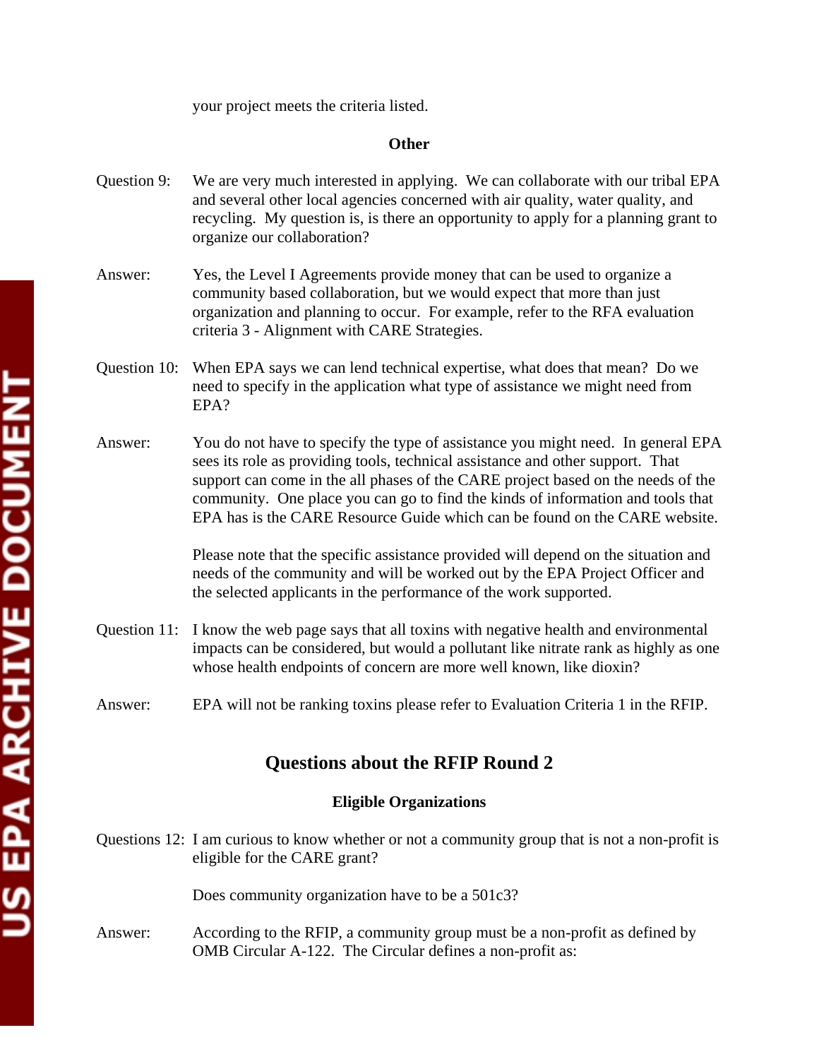your project meets the criteria listed.

**Other**

Question 9: We are very much interested in applying. We can collaborate with our tribal EPA and several other local agencies concerned with air quality, water quality, and recycling. My question is, is there an opportunity to apply for a planning grant to organize our collaboration?

Answer: Yes, the Level I Agreements provide money that can be used to organize a community based collaboration, but we would expect that more than just organization and planning to occur. For example, refer to the RFA evaluation criteria 3 - Alignment with CARE Strategies.

Question 10: When EPA says we can lend technical expertise, what does that mean? Do we need to specify in the application what type of assistance we might need from EPA?

Answer: You do not have to specify the type of assistance you might need. In general EPA sees its role as providing tools, technical assistance and other support. That support can come in the all phases of the CARE project based on the needs of the community. One place you can go to find the kinds of information and tools that EPA has is the CARE Resource Guide which can be found on the CARE website.

Please note that the specific assistance provided will depend on the situation and needs of the community and will be worked out by the EPA Project Officer and the selected applicants in the performance of the work supported.

Question 11: I know the web page says that all toxins with negative health and environmental impacts can be considered, but would a pollutant like nitrate rank as highly as one whose health endpoints of concern are more well known, like dioxin?

Answer: EPA will not be ranking toxins please refer to Evaluation Criteria 1 in the RFIP.

## Questions about the RFIP Round 2

**Eligible Organizations**

Questions 12: I am curious to know whether or not a community group that is not a non-profit is eligible for the CARE grant?

Does community organization have to be a 501c3?

Answer: According to the RFIP, a community group must be a non-profit as defined by OMB Circular A-122. The Circular defines a non-profit as: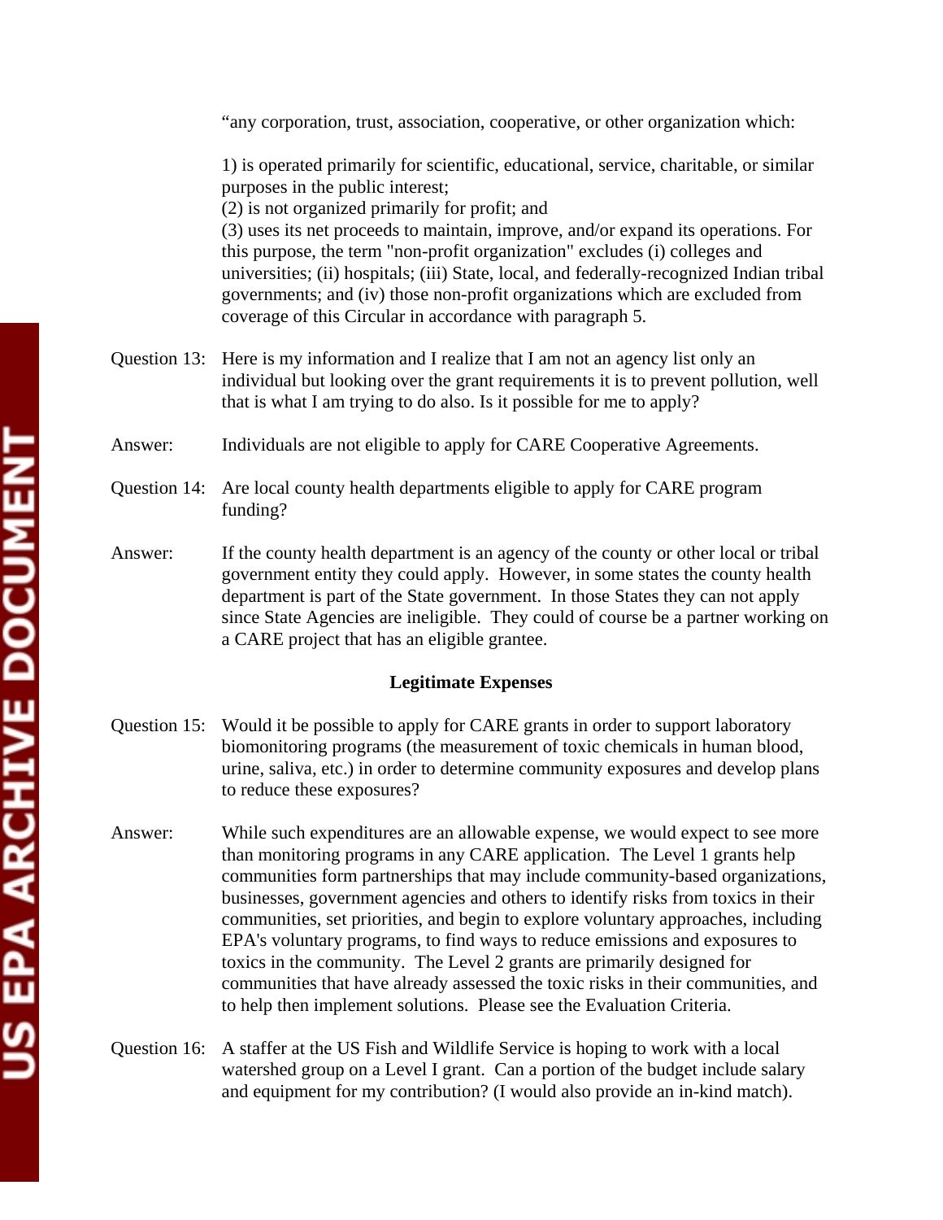"any corporation, trust, association, cooperative, or other organization which:

1) is operated primarily for scientific, educational, service, charitable, or similar purposes in the public interest;
(2) is not organized primarily for profit; and
(3) uses its net proceeds to maintain, improve, and/or expand its operations. For this purpose, the term "non-profit organization" excludes (i) colleges and universities; (ii) hospitals; (iii) State, local, and federally-recognized Indian tribal governments; and (iv) those non-profit organizations which are excluded from coverage of this Circular in accordance with paragraph 5.

Question 13: Here is my information and I realize that I am not an agency list only an individual but looking over the grant requirements it is to prevent pollution, well that is what I am trying to do also. Is it possible for me to apply?

Answer: Individuals are not eligible to apply for CARE Cooperative Agreements.

Question 14: Are local county health departments eligible to apply for CARE program funding?

Answer: If the county health department is an agency of the county or other local or tribal government entity they could apply. However, in some states the county health department is part of the State government. In those States they can not apply since State Agencies are ineligible. They could of course be a partner working on a CARE project that has an eligible grantee.

**Legitimate Expenses**

Question 15: Would it be possible to apply for CARE grants in order to support laboratory biomonitoring programs (the measurement of toxic chemicals in human blood, urine, saliva, etc.) in order to determine community exposures and develop plans to reduce these exposures?

Answer: While such expenditures are an allowable expense, we would expect to see more than monitoring programs in any CARE application. The Level 1 grants help communities form partnerships that may include community-based organizations, businesses, government agencies and others to identify risks from toxics in their communities, set priorities, and begin to explore voluntary approaches, including EPA's voluntary programs, to find ways to reduce emissions and exposures to toxics in the community. The Level 2 grants are primarily designed for communities that have already assessed the toxic risks in their communities, and to help then implement solutions. Please see the Evaluation Criteria.

Question 16: A staffer at the US Fish and Wildlife Service is hoping to work with a local watershed group on a Level I grant. Can a portion of the budget include salary and equipment for my contribution? (I would also provide an in-kind match).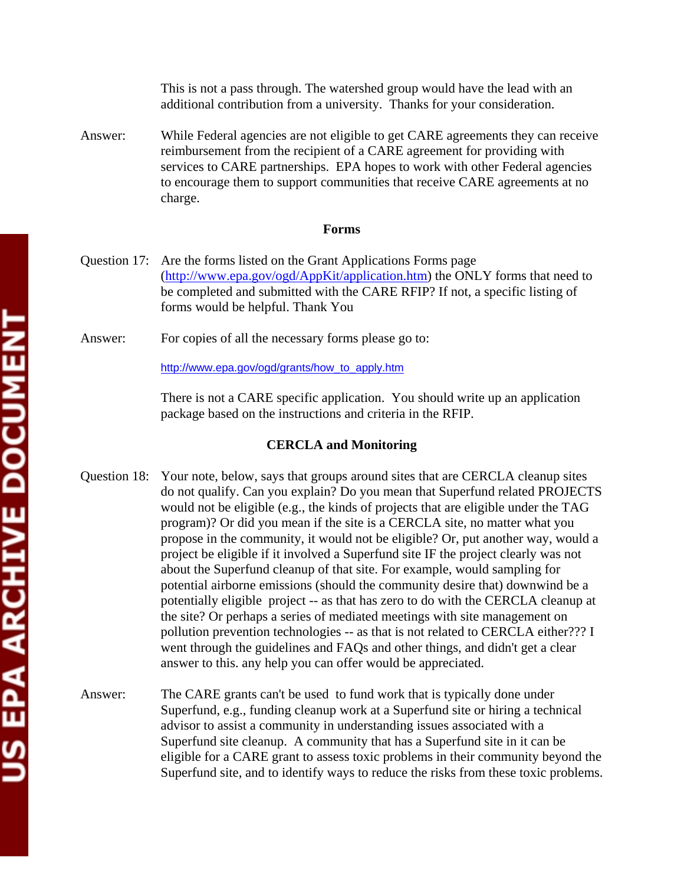This is not a pass through. The watershed group would have the lead with an additional contribution from a university. Thanks for your consideration.

Answer: While Federal agencies are not eligible to get CARE agreements they can receive reimbursement from the recipient of a CARE agreement for providing with services to CARE partnerships. EPA hopes to work with other Federal agencies to encourage them to support communities that receive CARE agreements at no charge.

### Forms

Question 17: Are the forms listed on the Grant Applications Forms page (http://www.epa.gov/ogd/AppKit/application.htm) the ONLY forms that need to be completed and submitted with the CARE RFIP? If not, a specific listing of forms would be helpful. Thank You

Answer: For copies of all the necessary forms please go to:

http://www.epa.gov/ogd/grants/how_to_apply.htm

There is not a CARE specific application. You should write up an application package based on the instructions and criteria in the RFIP.

### CERCLA and Monitoring

Question 18: Your note, below, says that groups around sites that are CERCLA cleanup sites do not qualify. Can you explain? Do you mean that Superfund related PROJECTS would not be eligible (e.g., the kinds of projects that are eligible under the TAG program)? Or did you mean if the site is a CERCLA site, no matter what you propose in the community, it would not be eligible? Or, put another way, would a project be eligible if it involved a Superfund site IF the project clearly was not about the Superfund cleanup of that site. For example, would sampling for potential airborne emissions (should the community desire that) downwind be a potentially eligible project -- as that has zero to do with the CERCLA cleanup at the site? Or perhaps a series of mediated meetings with site management on pollution prevention technologies -- as that is not related to CERCLA either??? I went through the guidelines and FAQs and other things, and didn't get a clear answer to this. any help you can offer would be appreciated.

Answer: The CARE grants can't be used to fund work that is typically done under Superfund, e.g., funding cleanup work at a Superfund site or hiring a technical advisor to assist a community in understanding issues associated with a Superfund site cleanup. A community that has a Superfund site in it can be eligible for a CARE grant to assess toxic problems in their community beyond the Superfund site, and to identify ways to reduce the risks from these toxic problems.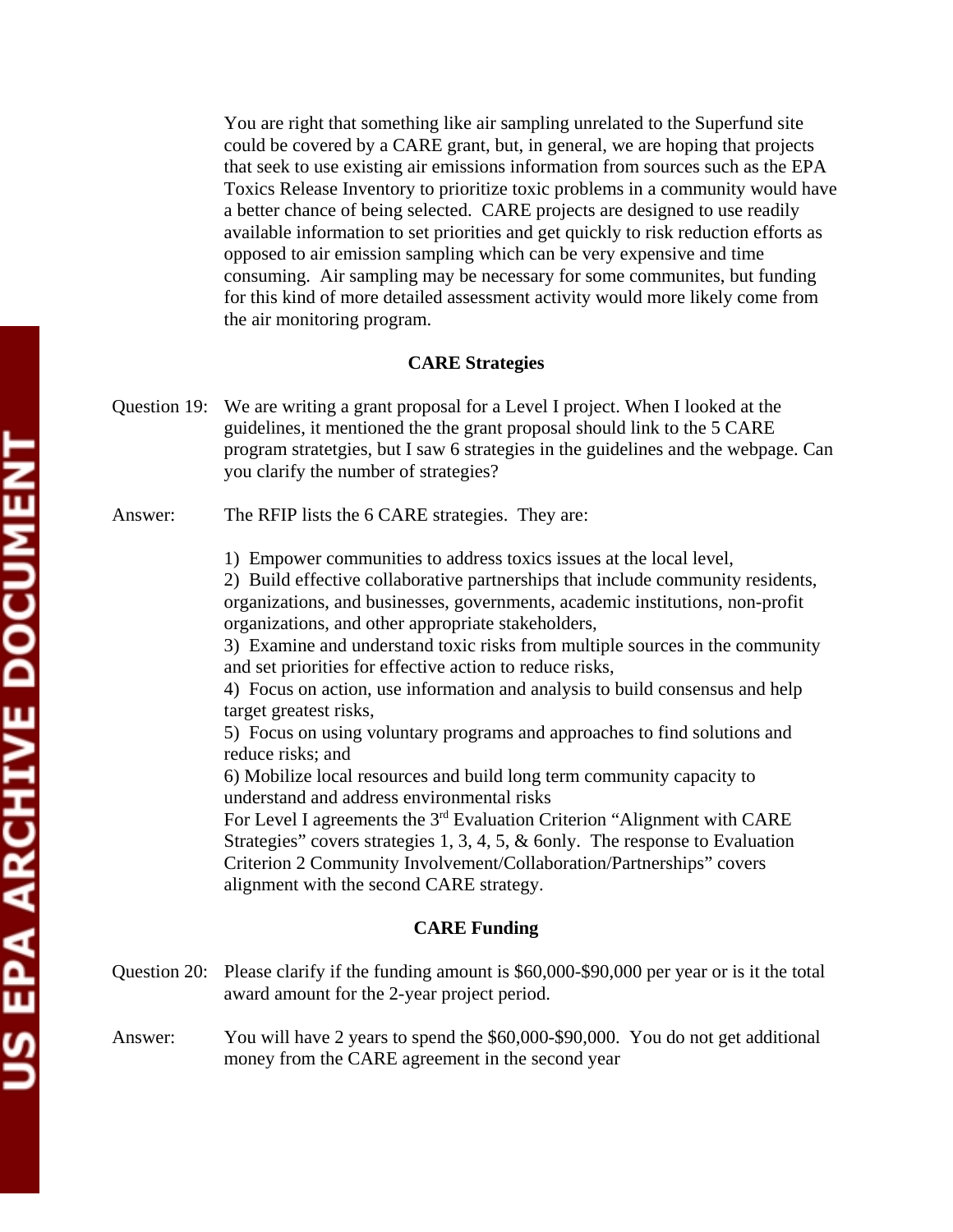You are right that something like air sampling unrelated to the Superfund site could be covered by a CARE grant, but, in general, we are hoping that projects that seek to use existing air emissions information from sources such as the EPA Toxics Release Inventory to prioritize toxic problems in a community would have a better chance of being selected. CARE projects are designed to use readily available information to set priorities and get quickly to risk reduction efforts as opposed to air emission sampling which can be very expensive and time consuming. Air sampling may be necessary for some communites, but funding for this kind of more detailed assessment activity would more likely come from the air monitoring program.

### CARE Strategies

Question 19: We are writing a grant proposal for a Level I project. When I looked at the guidelines, it mentioned the the grant proposal should link to the 5 CARE program stratetgies, but I saw 6 strategies in the guidelines and the webpage. Can you clarify the number of strategies?

Answer: The RFIP lists the 6 CARE strategies. They are:

1) Empower communities to address toxics issues at the local level,
2) Build effective collaborative partnerships that include community residents, organizations, and businesses, governments, academic institutions, non-profit organizations, and other appropriate stakeholders,
3) Examine and understand toxic risks from multiple sources in the community and set priorities for effective action to reduce risks,
4) Focus on action, use information and analysis to build consensus and help target greatest risks,
5) Focus on using voluntary programs and approaches to find solutions and reduce risks; and
6) Mobilize local resources and build long term community capacity to understand and address environmental risks

For Level I agreements the 3rd Evaluation Criterion "Alignment with CARE Strategies" covers strategies 1, 3, 4, 5, & 6only. The response to Evaluation Criterion 2 Community Involvement/Collaboration/Partnerships" covers alignment with the second CARE strategy.

### CARE Funding

Question 20: Please clarify if the funding amount is $60,000-$90,000 per year or is it the total award amount for the 2-year project period.

Answer: You will have 2 years to spend the $60,000-$90,000. You do not get additional money from the CARE agreement in the second year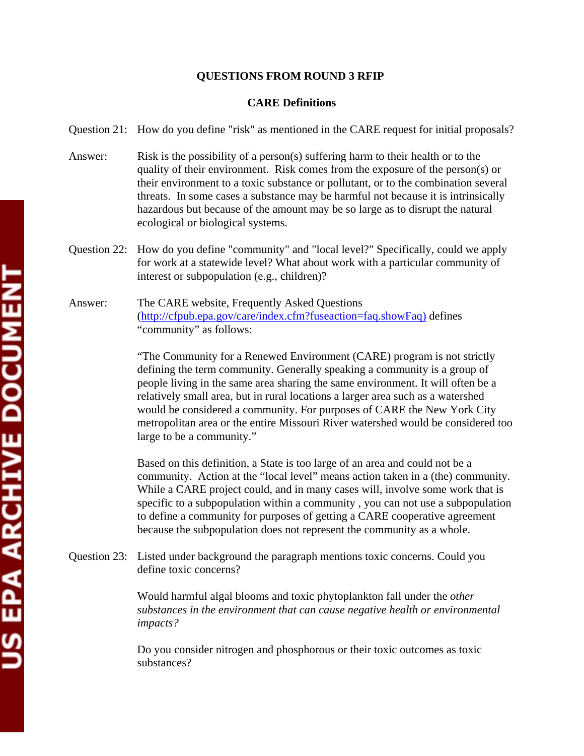**QUESTIONS FROM ROUND 3 RFIP**

**CARE Definitions**

Question 21: How do you define "risk" as mentioned in the CARE request for initial proposals?

Answer: Risk is the possibility of a person(s) suffering harm to their health or to the quality of their environment. Risk comes from the exposure of the person(s) or their environment to a toxic substance or pollutant, or to the combination several threats. In some cases a substance may be harmful not because it is intrinsically hazardous but because of the amount may be so large as to disrupt the natural ecological or biological systems.

Question 22: How do you define "community" and "local level?" Specifically, could we apply for work at a statewide level? What about work with a particular community of interest or subpopulation (e.g., children)?

Answer: The CARE website, Frequently Asked Questions ([http://cfpub.epa.gov/care/index.cfm?fuseaction=faq.showFaq)](http://cfpub.epa.gov/care/index.cfm?fuseaction=faq.showFaq) defines "community" as follows:

"The Community for a Renewed Environment (CARE) program is not strictly defining the term community. Generally speaking a community is a group of people living in the same area sharing the same environment. It will often be a relatively small area, but in rural locations a larger area such as a watershed would be considered a community. For purposes of CARE the New York City metropolitan area or the entire Missouri River watershed would be considered too large to be a community."

Based on this definition, a State is too large of an area and could not be a community. Action at the "local level" means action taken in a (the) community. While a CARE project could, and in many cases will, involve some work that is specific to a subpopulation within a community , you can not use a subpopulation to define a community for purposes of getting a CARE cooperative agreement because the subpopulation does not represent the community as a whole.

Question 23: Listed under background the paragraph mentions toxic concerns. Could you define toxic concerns?

Would harmful algal blooms and toxic phytoplankton fall under the *other substances in the environment that can cause negative health or environmental impacts?*

Do you consider nitrogen and phosphorous or their toxic outcomes as toxic substances?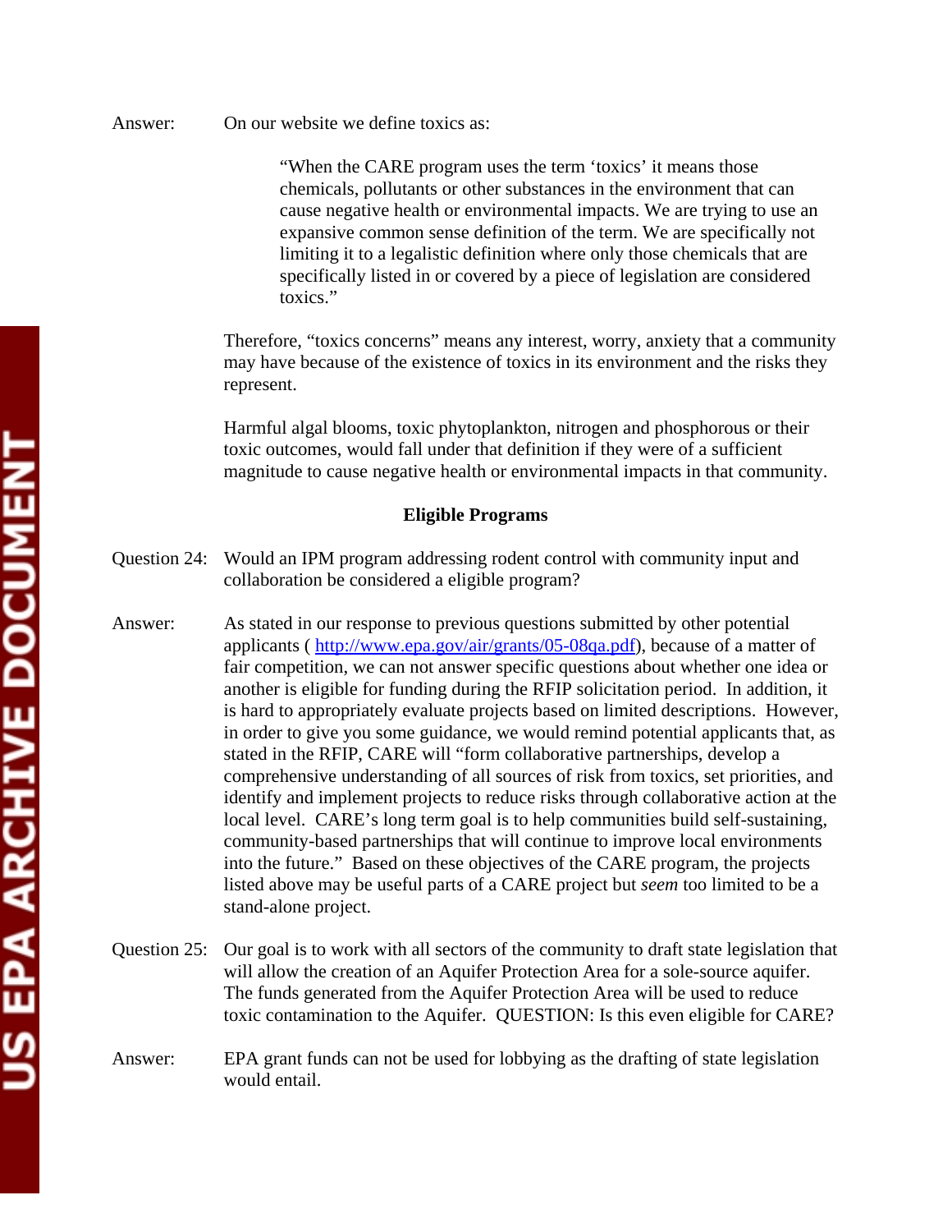Answer: On our website we define toxics as:

> "When the CARE program uses the term 'toxics' it means those chemicals, pollutants or other substances in the environment that can cause negative health or environmental impacts. We are trying to use an expansive common sense definition of the term. We are specifically not limiting it to a legalistic definition where only those chemicals that are specifically listed in or covered by a piece of legislation are considered toxics."

Therefore, "toxics concerns" means any interest, worry, anxiety that a community may have because of the existence of toxics in its environment and the risks they represent.

Harmful algal blooms, toxic phytoplankton, nitrogen and phosphorous or their toxic outcomes, would fall under that definition if they were of a sufficient magnitude to cause negative health or environmental impacts in that community.

**Eligible Programs**

Question 24: Would an IPM program addressing rodent control with community input and collaboration be considered a eligible program?

Answer: As stated in our response to previous questions submitted by other potential applicants ( http://www.epa.gov/air/grants/05-08qa.pdf), because of a matter of fair competition, we can not answer specific questions about whether one idea or another is eligible for funding during the RFIP solicitation period. In addition, it is hard to appropriately evaluate projects based on limited descriptions. However, in order to give you some guidance, we would remind potential applicants that, as stated in the RFIP, CARE will "form collaborative partnerships, develop a comprehensive understanding of all sources of risk from toxics, set priorities, and identify and implement projects to reduce risks through collaborative action at the local level. CARE's long term goal is to help communities build self-sustaining, community-based partnerships that will continue to improve local environments into the future." Based on these objectives of the CARE program, the projects listed above may be useful parts of a CARE project but *seem* too limited to be a stand-alone project.

Question 25: Our goal is to work with all sectors of the community to draft state legislation that will allow the creation of an Aquifer Protection Area for a sole-source aquifer. The funds generated from the Aquifer Protection Area will be used to reduce toxic contamination to the Aquifer. QUESTION: Is this even eligible for CARE?

Answer: EPA grant funds can not be used for lobbying as the drafting of state legislation would entail.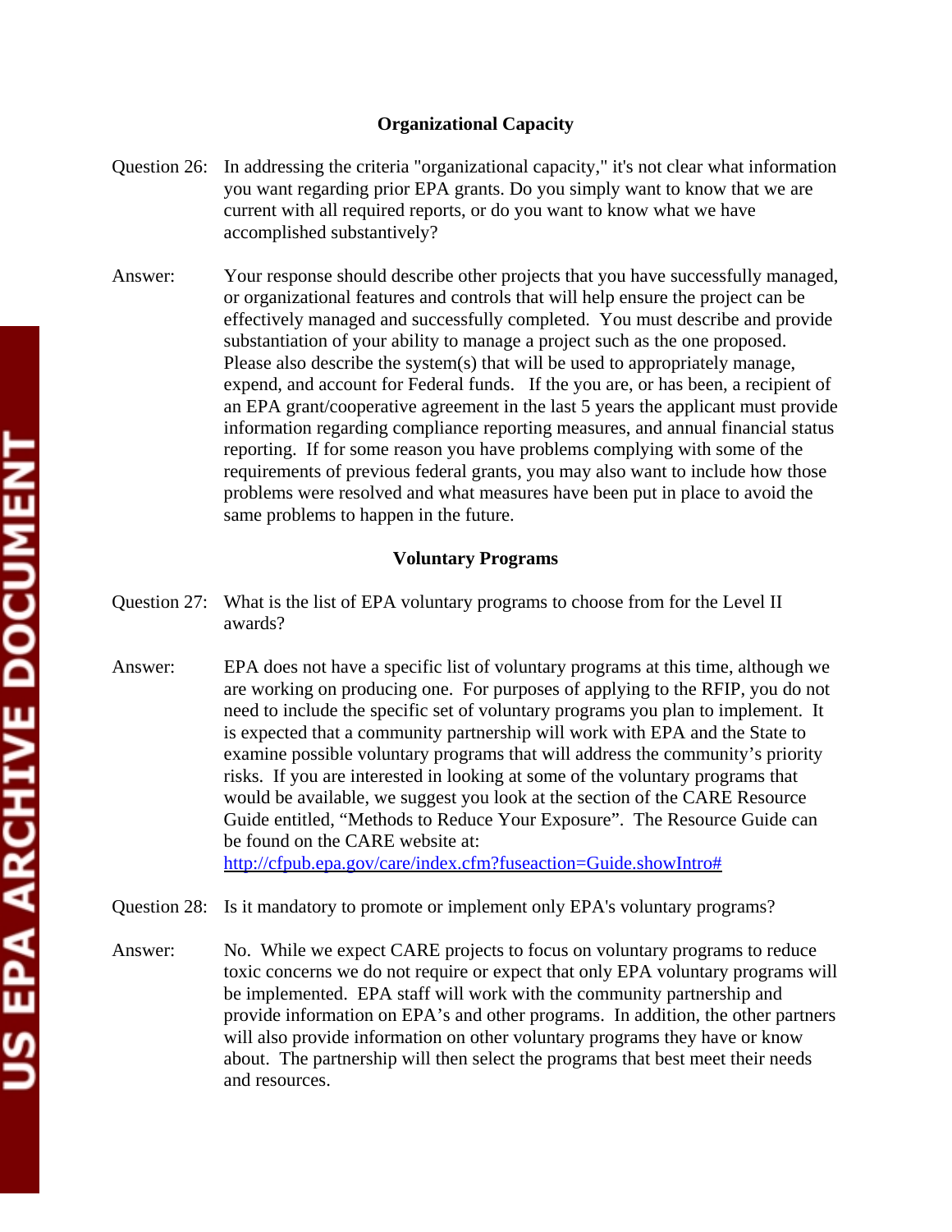## Organizational Capacity

Question 26: In addressing the criteria "organizational capacity," it's not clear what information you want regarding prior EPA grants. Do you simply want to know that we are current with all required reports, or do you want to know what we have accomplished substantively?

Answer: Your response should describe other projects that you have successfully managed, or organizational features and controls that will help ensure the project can be effectively managed and successfully completed. You must describe and provide substantiation of your ability to manage a project such as the one proposed. Please also describe the system(s) that will be used to appropriately manage, expend, and account for Federal funds. If the you are, or has been, a recipient of an EPA grant/cooperative agreement in the last 5 years the applicant must provide information regarding compliance reporting measures, and annual financial status reporting. If for some reason you have problems complying with some of the requirements of previous federal grants, you may also want to include how those problems were resolved and what measures have been put in place to avoid the same problems to happen in the future.

## Voluntary Programs

Question 27: What is the list of EPA voluntary programs to choose from for the Level II awards?

Answer: EPA does not have a specific list of voluntary programs at this time, although we are working on producing one. For purposes of applying to the RFIP, you do not need to include the specific set of voluntary programs you plan to implement. It is expected that a community partnership will work with EPA and the State to examine possible voluntary programs that will address the community's priority risks. If you are interested in looking at some of the voluntary programs that would be available, we suggest you look at the section of the CARE Resource Guide entitled, "Methods to Reduce Your Exposure". The Resource Guide can be found on the CARE website at: http://cfpub.epa.gov/care/index.cfm?fuseaction=Guide.showIntro#

Question 28: Is it mandatory to promote or implement only EPA's voluntary programs?

Answer: No. While we expect CARE projects to focus on voluntary programs to reduce toxic concerns we do not require or expect that only EPA voluntary programs will be implemented. EPA staff will work with the community partnership and provide information on EPA's and other programs. In addition, the other partners will also provide information on other voluntary programs they have or know about. The partnership will then select the programs that best meet their needs and resources.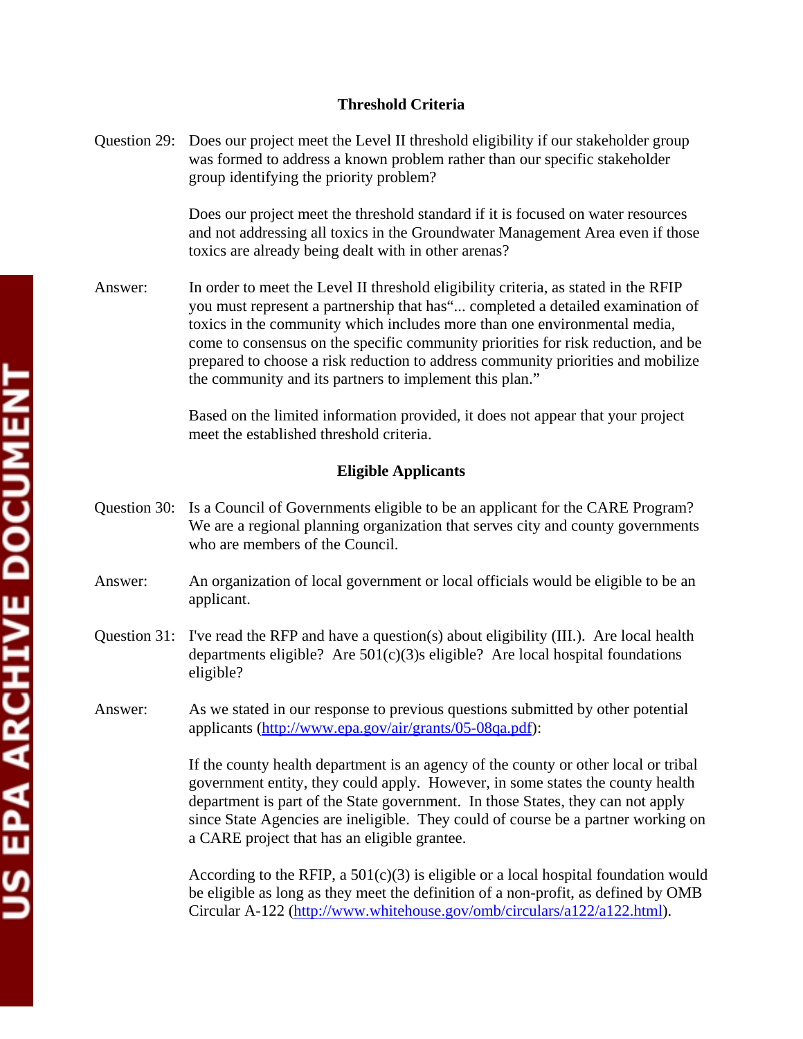## Threshold Criteria

Question 29: Does our project meet the Level II threshold eligibility if our stakeholder group was formed to address a known problem rather than our specific stakeholder group identifying the priority problem?

Does our project meet the threshold standard if it is focused on water resources and not addressing all toxics in the Groundwater Management Area even if those toxics are already being dealt with in other arenas?

Answer: In order to meet the Level II threshold eligibility criteria, as stated in the RFIP you must represent a partnership that has"... completed a detailed examination of toxics in the community which includes more than one environmental media, come to consensus on the specific community priorities for risk reduction, and be prepared to choose a risk reduction to address community priorities and mobilize the community and its partners to implement this plan."

Based on the limited information provided, it does not appear that your project meet the established threshold criteria.

## Eligible Applicants

Question 30: Is a Council of Governments eligible to be an applicant for the CARE Program? We are a regional planning organization that serves city and county governments who are members of the Council.

Answer: An organization of local government or local officials would be eligible to be an applicant.

Question 31: I've read the RFP and have a question(s) about eligibility (III.). Are local health departments eligible? Are 501(c)(3)s eligible? Are local hospital foundations eligible?

Answer: As we stated in our response to previous questions submitted by other potential applicants (http://www.epa.gov/air/grants/05-08qa.pdf):

If the county health department is an agency of the county or other local or tribal government entity, they could apply. However, in some states the county health department is part of the State government. In those States, they can not apply since State Agencies are ineligible. They could of course be a partner working on a CARE project that has an eligible grantee.

According to the RFIP, a 501(c)(3) is eligible or a local hospital foundation would be eligible as long as they meet the definition of a non-profit, as defined by OMB Circular A-122 (http://www.whitehouse.gov/omb/circulars/a122/a122.html).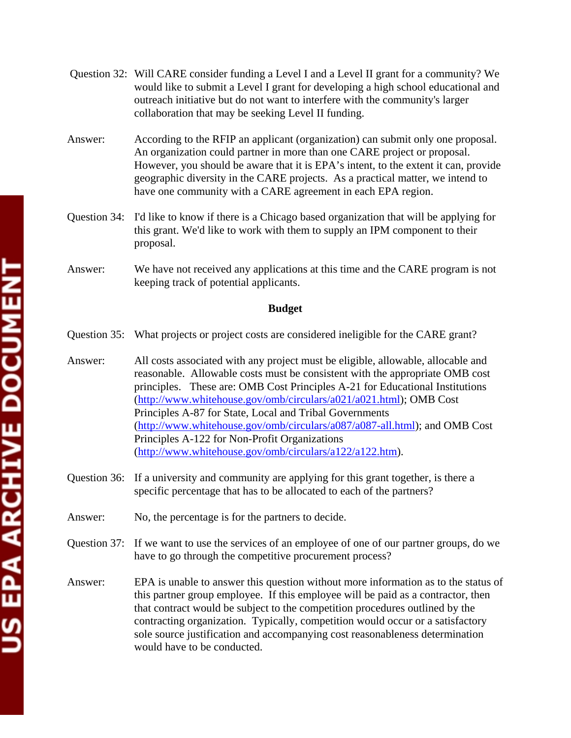Question 32: Will CARE consider funding a Level I and a Level II grant for a community? We would like to submit a Level I grant for developing a high school educational and outreach initiative but do not want to interfere with the community's larger collaboration that may be seeking Level II funding.

Answer: According to the RFIP an applicant (organization) can submit only one proposal. An organization could partner in more than one CARE project or proposal. However, you should be aware that it is EPA's intent, to the extent it can, provide geographic diversity in the CARE projects. As a practical matter, we intend to have one community with a CARE agreement in each EPA region.

Question 34: I'd like to know if there is a Chicago based organization that will be applying for this grant. We'd like to work with them to supply an IPM component to their proposal.

Answer: We have not received any applications at this time and the CARE program is not keeping track of potential applicants.

**Budget**

Question 35: What projects or project costs are considered ineligible for the CARE grant?

Answer: All costs associated with any project must be eligible, allowable, allocable and reasonable. Allowable costs must be consistent with the appropriate OMB cost principles. These are: OMB Cost Principles A-21 for Educational Institutions (http://www.whitehouse.gov/omb/circulars/a021/a021.html); OMB Cost Principles A-87 for State, Local and Tribal Governments (http://www.whitehouse.gov/omb/circulars/a087/a087-all.html); and OMB Cost Principles A-122 for Non-Profit Organizations (http://www.whitehouse.gov/omb/circulars/a122/a122.htm).

Question 36: If a university and community are applying for this grant together, is there a specific percentage that has to be allocated to each of the partners?

Answer: No, the percentage is for the partners to decide.

Question 37: If we want to use the services of an employee of one of our partner groups, do we have to go through the competitive procurement process?

Answer: EPA is unable to answer this question without more information as to the status of this partner group employee. If this employee will be paid as a contractor, then that contract would be subject to the competition procedures outlined by the contracting organization. Typically, competition would occur or a satisfactory sole source justification and accompanying cost reasonableness determination would have to be conducted.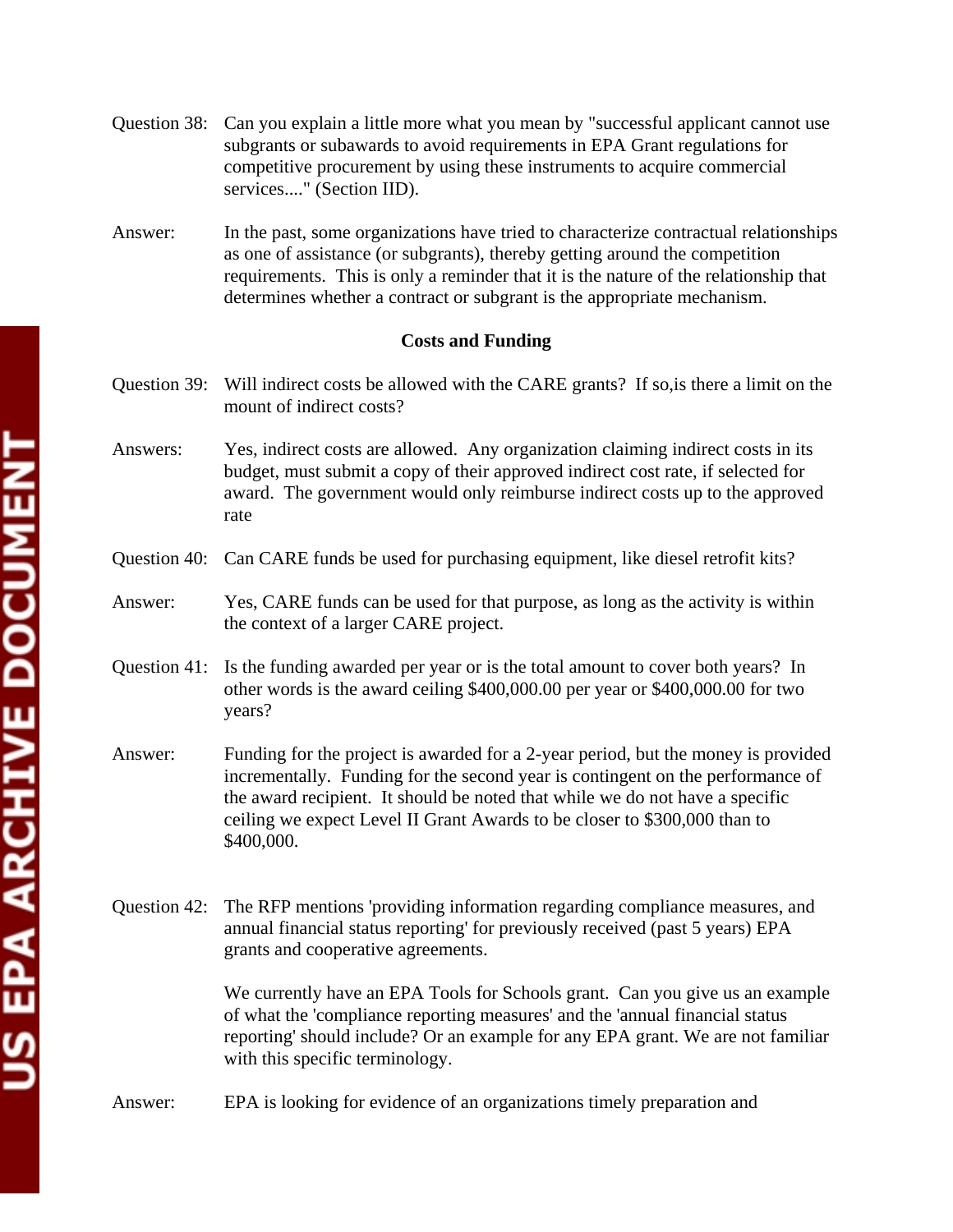Question 38: Can you explain a little more what you mean by "successful applicant cannot use subgrants or subawards to avoid requirements in EPA Grant regulations for competitive procurement by using these instruments to acquire commercial services...." (Section IID).

Answer: In the past, some organizations have tried to characterize contractual relationships as one of assistance (or subgrants), thereby getting around the competition requirements. This is only a reminder that it is the nature of the relationship that determines whether a contract or subgrant is the appropriate mechanism.

## Costs and Funding

Question 39: Will indirect costs be allowed with the CARE grants? If so,is there a limit on the mount of indirect costs?

Answers: Yes, indirect costs are allowed. Any organization claiming indirect costs in its budget, must submit a copy of their approved indirect cost rate, if selected for award. The government would only reimburse indirect costs up to the approved rate

Question 40: Can CARE funds be used for purchasing equipment, like diesel retrofit kits?

Answer: Yes, CARE funds can be used for that purpose, as long as the activity is within the context of a larger CARE project.

Question 41: Is the funding awarded per year or is the total amount to cover both years? In other words is the award ceiling $400,000.00 per year or $400,000.00 for two years?

Answer: Funding for the project is awarded for a 2-year period, but the money is provided incrementally. Funding for the second year is contingent on the performance of the award recipient. It should be noted that while we do not have a specific ceiling we expect Level II Grant Awards to be closer to $300,000 than to $400,000.

Question 42: The RFP mentions 'providing information regarding compliance measures, and annual financial status reporting' for previously received (past 5 years) EPA grants and cooperative agreements.

We currently have an EPA Tools for Schools grant. Can you give us an example of what the 'compliance reporting measures' and the 'annual financial status reporting' should include? Or an example for any EPA grant. We are not familiar with this specific terminology.

Answer: EPA is looking for evidence of an organizations timely preparation and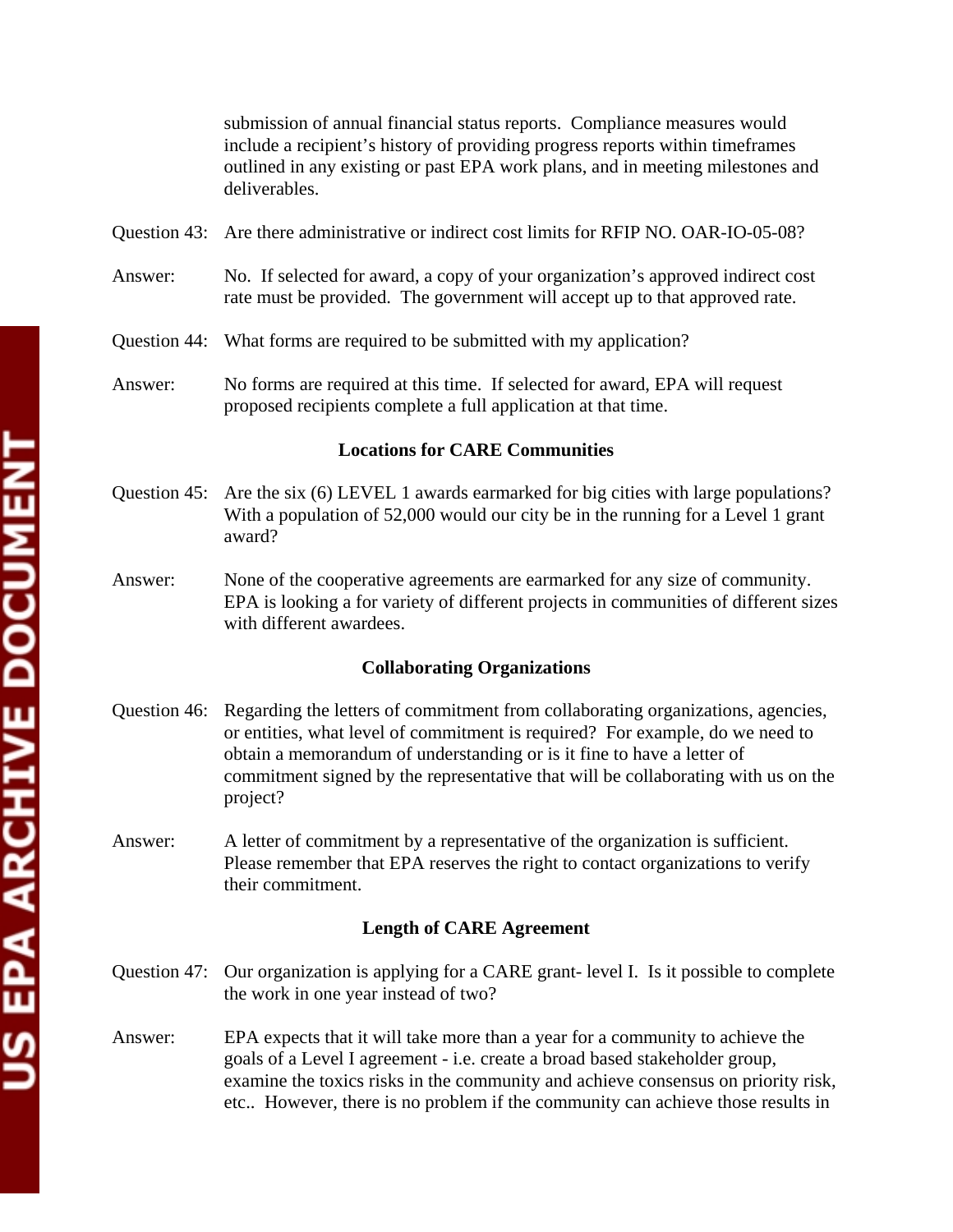submission of annual financial status reports. Compliance measures would include a recipient's history of providing progress reports within timeframes outlined in any existing or past EPA work plans, and in meeting milestones and deliverables.

Question 43: Are there administrative or indirect cost limits for RFIP NO. OAR-IO-05-08?

Answer: No. If selected for award, a copy of your organization's approved indirect cost rate must be provided. The government will accept up to that approved rate.

Question 44: What forms are required to be submitted with my application?

Answer: No forms are required at this time. If selected for award, EPA will request proposed recipients complete a full application at that time.

### Locations for CARE Communities

Question 45: Are the six (6) LEVEL 1 awards earmarked for big cities with large populations? With a population of 52,000 would our city be in the running for a Level 1 grant award?

Answer: None of the cooperative agreements are earmarked for any size of community. EPA is looking a for variety of different projects in communities of different sizes with different awardees.

### Collaborating Organizations

Question 46: Regarding the letters of commitment from collaborating organizations, agencies, or entities, what level of commitment is required? For example, do we need to obtain a memorandum of understanding or is it fine to have a letter of commitment signed by the representative that will be collaborating with us on the project?

Answer: A letter of commitment by a representative of the organization is sufficient. Please remember that EPA reserves the right to contact organizations to verify their commitment.

### Length of CARE Agreement

Question 47: Our organization is applying for a CARE grant- level I. Is it possible to complete the work in one year instead of two?

Answer: EPA expects that it will take more than a year for a community to achieve the goals of a Level I agreement - i.e. create a broad based stakeholder group, examine the toxics risks in the community and achieve consensus on priority risk, etc.. However, there is no problem if the community can achieve those results in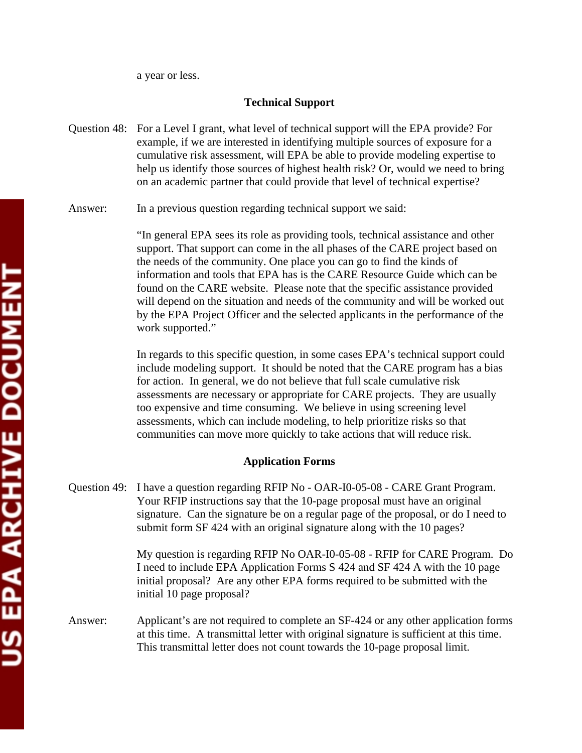a year or less.

## Technical Support

Question 48: For a Level I grant, what level of technical support will the EPA provide? For example, if we are interested in identifying multiple sources of exposure for a cumulative risk assessment, will EPA be able to provide modeling expertise to help us identify those sources of highest health risk? Or, would we need to bring on an academic partner that could provide that level of technical expertise?

Answer: In a previous question regarding technical support we said:

"In general EPA sees its role as providing tools, technical assistance and other support. That support can come in the all phases of the CARE project based on the needs of the community. One place you can go to find the kinds of information and tools that EPA has is the CARE Resource Guide which can be found on the CARE website. Please note that the specific assistance provided will depend on the situation and needs of the community and will be worked out by the EPA Project Officer and the selected applicants in the performance of the work supported."

In regards to this specific question, in some cases EPA's technical support could include modeling support. It should be noted that the CARE program has a bias for action. In general, we do not believe that full scale cumulative risk assessments are necessary or appropriate for CARE projects. They are usually too expensive and time consuming. We believe in using screening level assessments, which can include modeling, to help prioritize risks so that communities can move more quickly to take actions that will reduce risk.

## Application Forms

Question 49: I have a question regarding RFIP No - OAR-I0-05-08 - CARE Grant Program. Your RFIP instructions say that the 10-page proposal must have an original signature. Can the signature be on a regular page of the proposal, or do I need to submit form SF 424 with an original signature along with the 10 pages?

My question is regarding RFIP No OAR-I0-05-08 - RFIP for CARE Program. Do I need to include EPA Application Forms S 424 and SF 424 A with the 10 page initial proposal? Are any other EPA forms required to be submitted with the initial 10 page proposal?

Answer: Applicant's are not required to complete an SF-424 or any other application forms at this time. A transmittal letter with original signature is sufficient at this time. This transmittal letter does not count towards the 10-page proposal limit.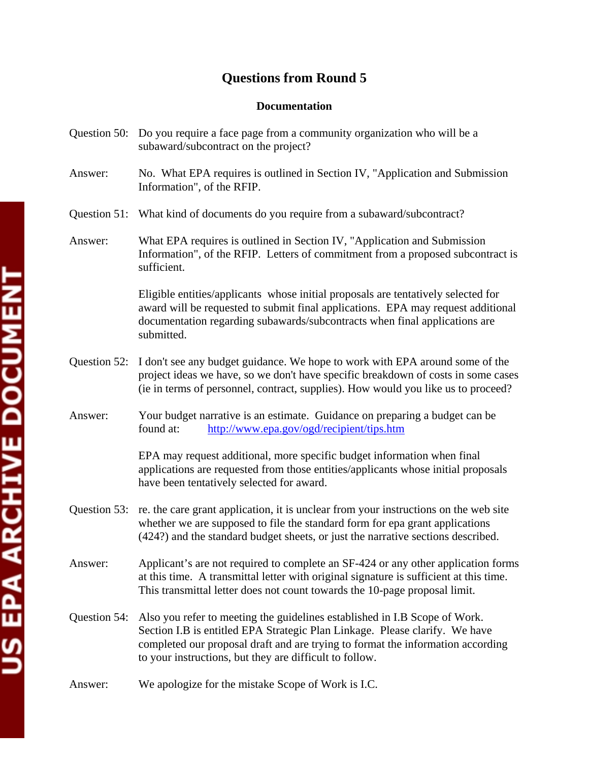## Questions from Round 5

### Documentation

Question 50: Do you require a face page from a community organization who will be a subaward/subcontract on the project?

Answer: No. What EPA requires is outlined in Section IV, "Application and Submission Information", of the RFIP.

Question 51: What kind of documents do you require from a subaward/subcontract?

Answer: What EPA requires is outlined in Section IV, "Application and Submission Information", of the RFIP. Letters of commitment from a proposed subcontract is sufficient.

Eligible entities/applicants whose initial proposals are tentatively selected for award will be requested to submit final applications. EPA may request additional documentation regarding subawards/subcontracts when final applications are submitted.

Question 52: I don't see any budget guidance. We hope to work with EPA around some of the project ideas we have, so we don't have specific breakdown of costs in some cases (ie in terms of personnel, contract, supplies). How would you like us to proceed?

Answer: Your budget narrative is an estimate. Guidance on preparing a budget can be found at: http://www.epa.gov/ogd/recipient/tips.htm

EPA may request additional, more specific budget information when final applications are requested from those entities/applicants whose initial proposals have been tentatively selected for award.

Question 53: re. the care grant application, it is unclear from your instructions on the web site whether we are supposed to file the standard form for epa grant applications (424?) and the standard budget sheets, or just the narrative sections described.

Answer: Applicant's are not required to complete an SF-424 or any other application forms at this time. A transmittal letter with original signature is sufficient at this time. This transmittal letter does not count towards the 10-page proposal limit.

Question 54: Also you refer to meeting the guidelines established in I.B Scope of Work. Section I.B is entitled EPA Strategic Plan Linkage. Please clarify. We have completed our proposal draft and are trying to format the information according to your instructions, but they are difficult to follow.

Answer: We apologize for the mistake Scope of Work is I.C.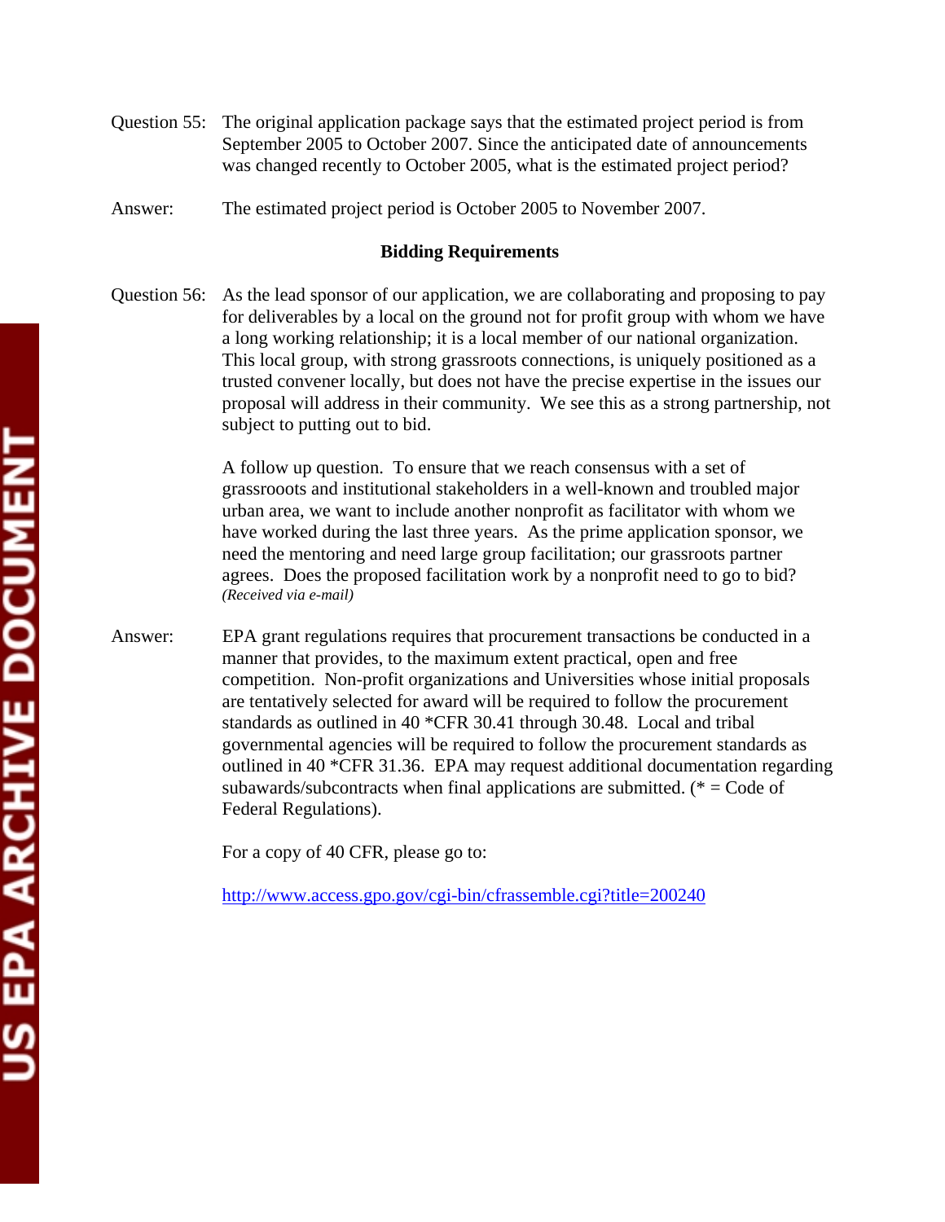Question 55: The original application package says that the estimated project period is from September 2005 to October 2007. Since the anticipated date of announcements was changed recently to October 2005, what is the estimated project period?

Answer: The estimated project period is October 2005 to November 2007.

**Bidding Requirements**

Question 56: As the lead sponsor of our application, we are collaborating and proposing to pay for deliverables by a local on the ground not for profit group with whom we have a long working relationship; it is a local member of our national organization. This local group, with strong grassroots connections, is uniquely positioned as a trusted convener locally, but does not have the precise expertise in the issues our proposal will address in their community. We see this as a strong partnership, not subject to putting out to bid.

A follow up question. To ensure that we reach consensus with a set of grassrooots and institutional stakeholders in a well-known and troubled major urban area, we want to include another nonprofit as facilitator with whom we have worked during the last three years. As the prime application sponsor, we need the mentoring and need large group facilitation; our grassroots partner agrees. Does the proposed facilitation work by a nonprofit need to go to bid? *(Received via e-mail)*

Answer: EPA grant regulations requires that procurement transactions be conducted in a manner that provides, to the maximum extent practical, open and free competition. Non-profit organizations and Universities whose initial proposals are tentatively selected for award will be required to follow the procurement standards as outlined in 40 *CFR 30.41 through 30.48. Local and tribal governmental agencies will be required to follow the procurement standards as outlined in 40 *CFR 31.36. EPA may request additional documentation regarding subawards/subcontracts when final applications are submitted. (* = Code of Federal Regulations).

For a copy of 40 CFR, please go to:

http://www.access.gpo.gov/cgi-bin/cfrassemble.cgi?title=200240